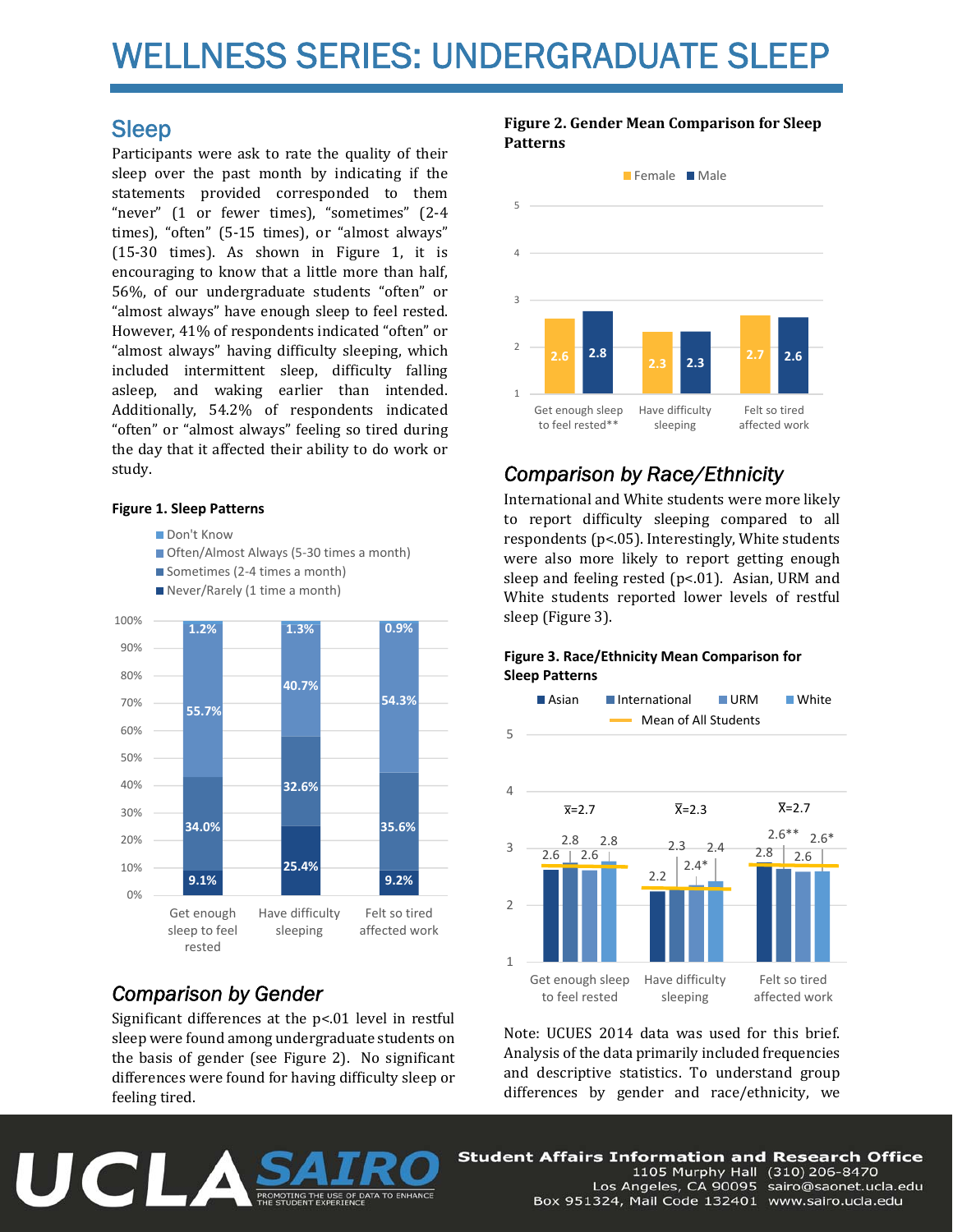# WELLNESS SERIES: UNDERGRADUATE SLEEP

## Sleep

Participants were ask to rate the quality of their sleep over the past month by indicating if the statements provided corresponded to them "never" (1 or fewer times), "sometimes" (2-4 times), "often" (5-15 times), or "almost always" (15-30 times). As shown in Figure 1, it is encouraging to know that a little more than half, 56%, of our undergraduate students "often" or "almost always" have enough sleep to feel rested. However, 41% of respondents indicated "often" or "almost always" having difficulty sleeping, which included intermittent sleep, difficulty falling asleep, and waking earlier than intended. Additionally, 54.2% of respondents indicated "often" or "almost always" feeling so tired during the day that it affected their ability to do work or study.

**Figure 1. Sleep Patterns**

| | Get enough sleep to feel rested | Have difficulty sleeping | Felt so tired affected work |
|---|---|---|---|
| Don't Know | 1.2% | 1.3% | 0.9% |
| Often/Almost Always (5-30 times a month) | 55.7% | 40.7% | 54.3% |
| Sometimes (2-4 times a month) | 34.0% | 32.6% | 35.6% |
| Never/Rarely (1 time a month) | 9.1% | 25.4% | 9.2% |

## *Comparison by Gender*

Significant differences at the p<.01 level in restful sleep were found among undergraduate students on the basis of gender (see Figure 2). No significant differences were found for having difficulty sleep or feeling tired.

**Figure 2. Gender Mean Comparison for Sleep Patterns**

| | Female | Male |
|---|---|---|
| Get enough sleep to feel rested** | 2.6 | 2.8 |
| Have difficulty sleeping | 2.3 | 2.3 |
| Felt so tired affected work | 2.7 | 2.6 |

## *Comparison by Race/Ethnicity*

International and White students were more likely to report difficulty sleeping compared to all respondents (p<.05). Interestingly, White students were also more likely to report getting enough sleep and feeling rested (p<.01). Asian, URM and White students reported lower levels of restful sleep (Figure 3).

**Figure 3. Race/Ethnicity Mean Comparison for Sleep Patterns**

| | Asian | International | URM | White | Mean of All Students |
|---|---|---|---|---|---|
| Get enough sleep to feel rested | 2.6 | 2.8 | 2.6 | 2.8 | $\bar{x}$=2.7 |
| Have difficulty sleeping | 2.2 | 2.3 | 2.4* | 2.4 | $\bar{X}$=2.3 |
| Felt so tired affected work | 2.8 | 2.6** | 2.6 | 2.6* | $\bar{X}$=2.7 |

Note: UCUES 2014 data was used for this brief. Analysis of the data primarily included frequencies and descriptive statistics. To understand group differences by gender and race/ethnicity, we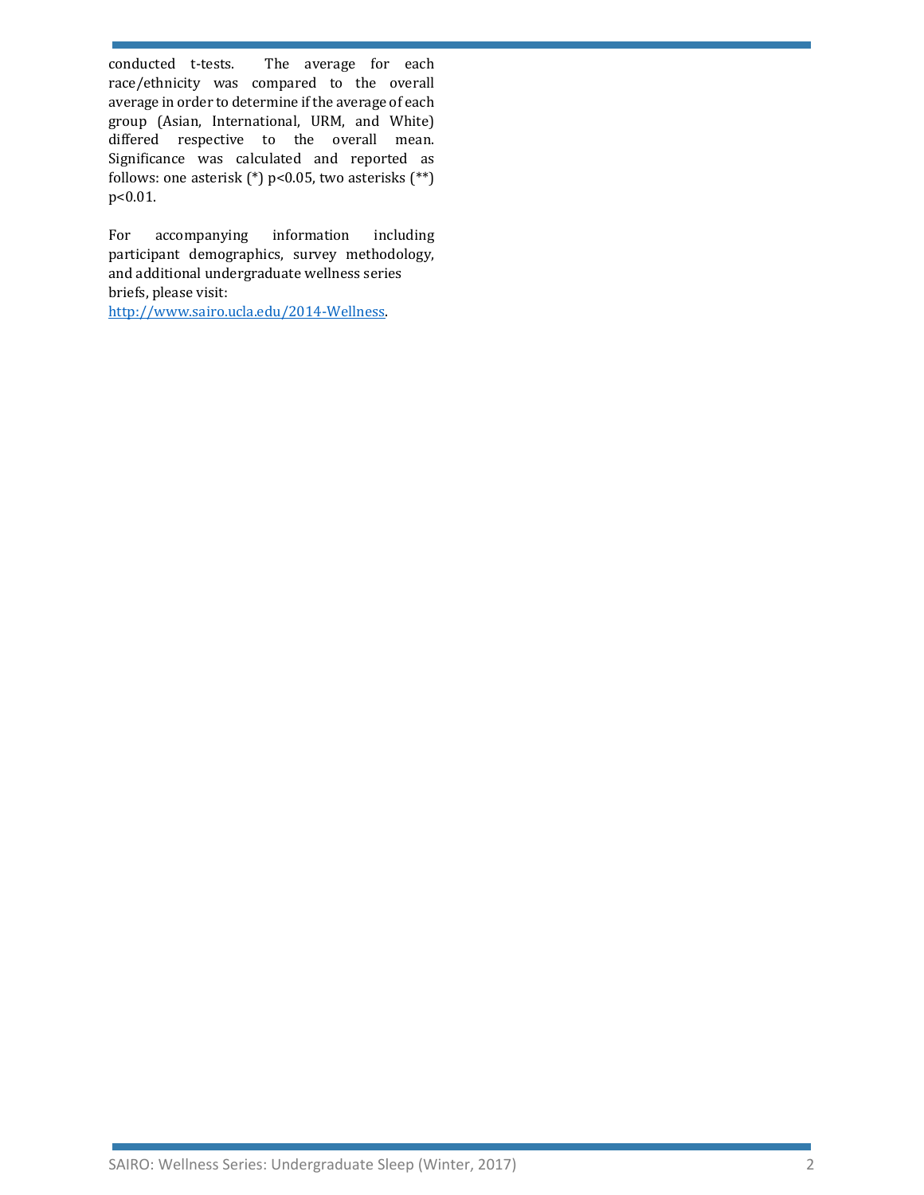conducted t-tests. The average for each race/ethnicity was compared to the overall average in order to determine if the average of each group (Asian, International, URM, and White) differed respective to the overall mean. Significance was calculated and reported as follows: one asterisk (*) $p<0.05$, two asterisks (**) $p<0.01$.

For accompanying information including participant demographics, survey methodology, and additional undergraduate wellness series briefs, please visit: [http://www.sairo.ucla.edu/2014-Wellness](http://www.sairo.ucla.edu/2014-Wellness).